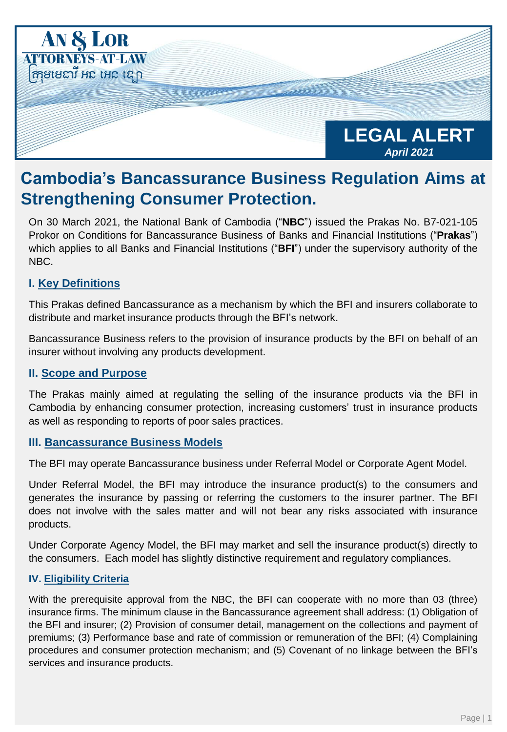AN & LOR
ATTORNEYS-AT-LAW
ក្រុមមេធាវី អន អេង ឡេក

**LEGAL ALERT**
*April 2021*

# Cambodia's Bancassurance Business Regulation Aims at Strengthening Consumer Protection.

On 30 March 2021, the National Bank of Cambodia ("**NBC**") issued the Prakas No. B7-021-105 Prokor on Conditions for Bancassurance Business of Banks and Financial Institutions ("**Prakas**") which applies to all Banks and Financial Institutions ("**BFI**") under the supervisory authority of the NBC.

## I. Key Definitions

This Prakas defined Bancassurance as a mechanism by which the BFI and insurers collaborate to distribute and market insurance products through the BFI's network.

Bancassurance Business refers to the provision of insurance products by the BFI on behalf of an insurer without involving any products development.

## II. Scope and Purpose

The Prakas mainly aimed at regulating the selling of the insurance products via the BFI in Cambodia by enhancing consumer protection, increasing customers' trust in insurance products as well as responding to reports of poor sales practices.

## III. Bancassurance Business Models

The BFI may operate Bancassurance business under Referral Model or Corporate Agent Model.

Under Referral Model, the BFI may introduce the insurance product(s) to the consumers and generates the insurance by passing or referring the customers to the insurer partner. The BFI does not involve with the sales matter and will not bear any risks associated with insurance products.

Under Corporate Agency Model, the BFI may market and sell the insurance product(s) directly to the consumers. Each model has slightly distinctive requirement and regulatory compliances.

## IV. Eligibility Criteria

With the prerequisite approval from the NBC, the BFI can cooperate with no more than 03 (three) insurance firms. The minimum clause in the Bancassurance agreement shall address: (1) Obligation of the BFI and insurer; (2) Provision of consumer detail, management on the collections and payment of premiums; (3) Performance base and rate of commission or remuneration of the BFI; (4) Complaining procedures and consumer protection mechanism; and (5) Covenant of no linkage between the BFI's services and insurance products.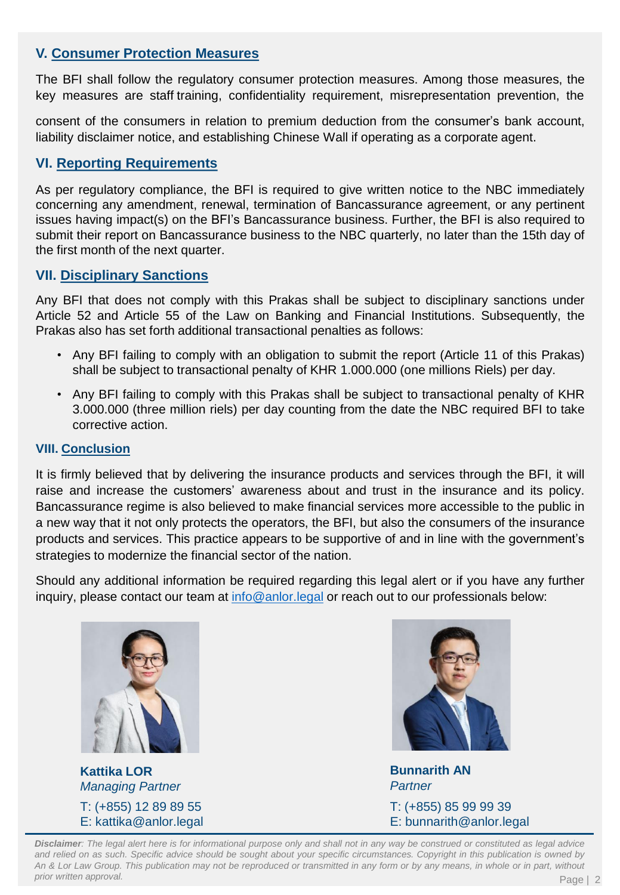## V. Consumer Protection Measures

The BFI shall follow the regulatory consumer protection measures. Among those measures, the key measures are staff training, confidentiality requirement, misrepresentation prevention, the consent of the consumers in relation to premium deduction from the consumer's bank account, liability disclaimer notice, and establishing Chinese Wall if operating as a corporate agent.

## VI. Reporting Requirements

As per regulatory compliance, the BFI is required to give written notice to the NBC immediately concerning any amendment, renewal, termination of Bancassurance agreement, or any pertinent issues having impact(s) on the BFI's Bancassurance business. Further, the BFI is also required to submit their report on Bancassurance business to the NBC quarterly, no later than the 15th day of the first month of the next quarter.

## VII. Disciplinary Sanctions

Any BFI that does not comply with this Prakas shall be subject to disciplinary sanctions under Article 52 and Article 55 of the Law on Banking and Financial Institutions. Subsequently, the Prakas also has set forth additional transactional penalties as follows:

- Any BFI failing to comply with an obligation to submit the report (Article 11 of this Prakas) shall be subject to transactional penalty of KHR 1.000.000 (one millions Riels) per day.
- Any BFI failing to comply with this Prakas shall be subject to transactional penalty of KHR 3.000.000 (three million riels) per day counting from the date the NBC required BFI to take corrective action.

## VIII. Conclusion

It is firmly believed that by delivering the insurance products and services through the BFI, it will raise and increase the customers' awareness about and trust in the insurance and its policy. Bancassurance regime is also believed to make financial services more accessible to the public in a new way that it not only protects the operators, the BFI, but also the consumers of the insurance products and services. This practice appears to be supportive of and in line with the government's strategies to modernize the financial sector of the nation.

Should any additional information be required regarding this legal alert or if you have any further inquiry, please contact our team at info@anlor.legal or reach out to our professionals below:

**Kattika LOR**
*Managing Partner*
T: (+855) 12 89 89 55
E: kattika@anlor.legal

**Bunnarith AN**
*Partner*
T: (+855) 85 99 99 39
E: bunnarith@anlor.legal

***Disclaimer**: The legal alert here is for informational purpose only and shall not in any way be construed or constituted as legal advice and relied on as such. Specific advice should be sought about your specific circumstances. Copyright in this publication is owned by An & Lor Law Group. This publication may not be reproduced or transmitted in any form or by any means, in whole or in part, without prior written approval.*